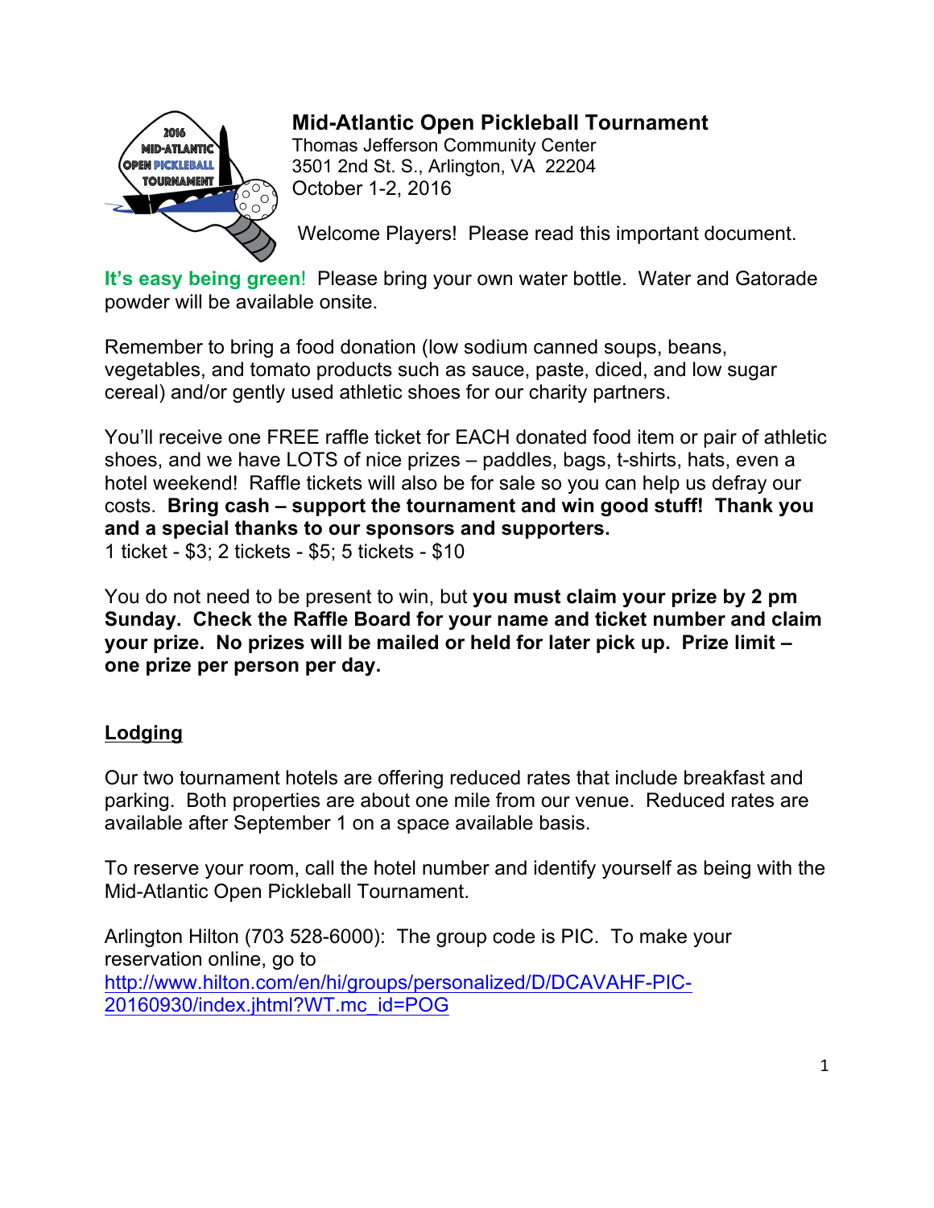# Mid-Atlantic Open Pickleball Tournament

Thomas Jefferson Community Center
3501 2nd St. S., Arlington, VA 22204
October 1-2, 2016

Welcome Players! Please read this important document.

**It's easy being green!** Please bring your own water bottle. Water and Gatorade powder will be available onsite.

Remember to bring a food donation (low sodium canned soups, beans, vegetables, and tomato products such as sauce, paste, diced, and low sugar cereal) and/or gently used athletic shoes for our charity partners.

You'll receive one FREE raffle ticket for EACH donated food item or pair of athletic shoes, and we have LOTS of nice prizes – paddles, bags, t-shirts, hats, even a hotel weekend! Raffle tickets will also be for sale so you can help us defray our costs. **Bring cash – support the tournament and win good stuff! Thank you and a special thanks to our sponsors and supporters.**
1 ticket - $3; 2 tickets - $5; 5 tickets - $10

You do not need to be present to win, but **you must claim your prize by 2 pm Sunday. Check the Raffle Board for your name and ticket number and claim your prize. No prizes will be mailed or held for later pick up. Prize limit – one prize per person per day.**

## Lodging

Our two tournament hotels are offering reduced rates that include breakfast and parking. Both properties are about one mile from our venue. Reduced rates are available after September 1 on a space available basis.

To reserve your room, call the hotel number and identify yourself as being with the Mid-Atlantic Open Pickleball Tournament.

Arlington Hilton (703 528-6000): The group code is PIC. To make your reservation online, go to
http://www.hilton.com/en/hi/groups/personalized/D/DCAVAHF-PIC-20160930/index.jhtml?WT.mc_id=POG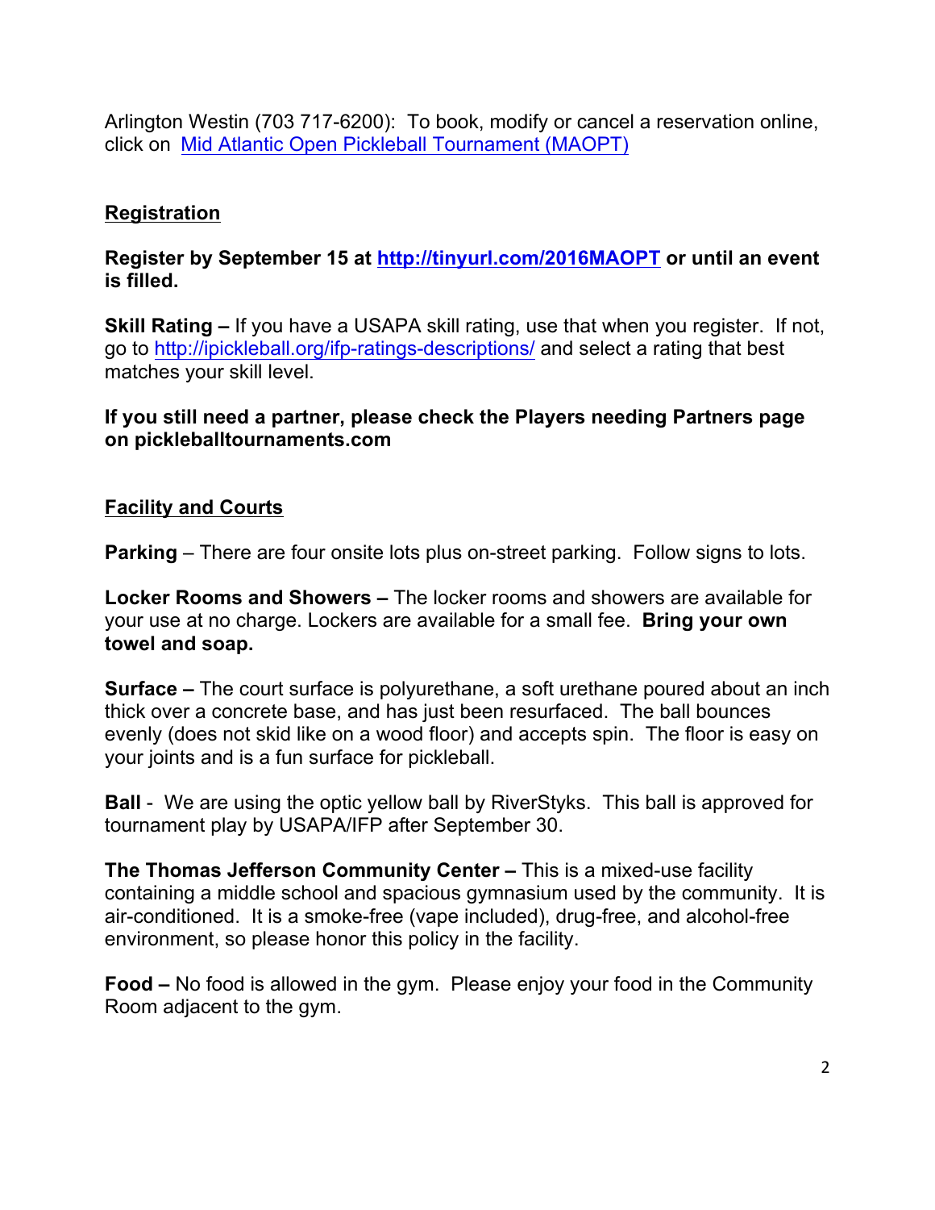Arlington Westin (703 717-6200): To book, modify or cancel a reservation online, click on [Mid Atlantic Open Pickleball Tournament (MAOPT)]

## Registration

**Register by September 15 at http://tinyurl.com/2016MAOPT or until an event is filled.**

**Skill Rating –** If you have a USAPA skill rating, use that when you register. If not, go to http://ipickleball.org/ifp-ratings-descriptions/ and select a rating that best matches your skill level.

**If you still need a partner, please check the Players needing Partners page on pickleballtournaments.com**

## Facility and Courts

**Parking** – There are four onsite lots plus on-street parking. Follow signs to lots.

**Locker Rooms and Showers –** The locker rooms and showers are available for your use at no charge. Lockers are available for a small fee. **Bring your own towel and soap.**

**Surface –** The court surface is polyurethane, a soft urethane poured about an inch thick over a concrete base, and has just been resurfaced. The ball bounces evenly (does not skid like on a wood floor) and accepts spin. The floor is easy on your joints and is a fun surface for pickleball.

**Ball** - We are using the optic yellow ball by RiverStyks. This ball is approved for tournament play by USAPA/IFP after September 30.

**The Thomas Jefferson Community Center –** This is a mixed-use facility containing a middle school and spacious gymnasium used by the community. It is air-conditioned. It is a smoke-free (vape included), drug-free, and alcohol-free environment, so please honor this policy in the facility.

**Food –** No food is allowed in the gym. Please enjoy your food in the Community Room adjacent to the gym.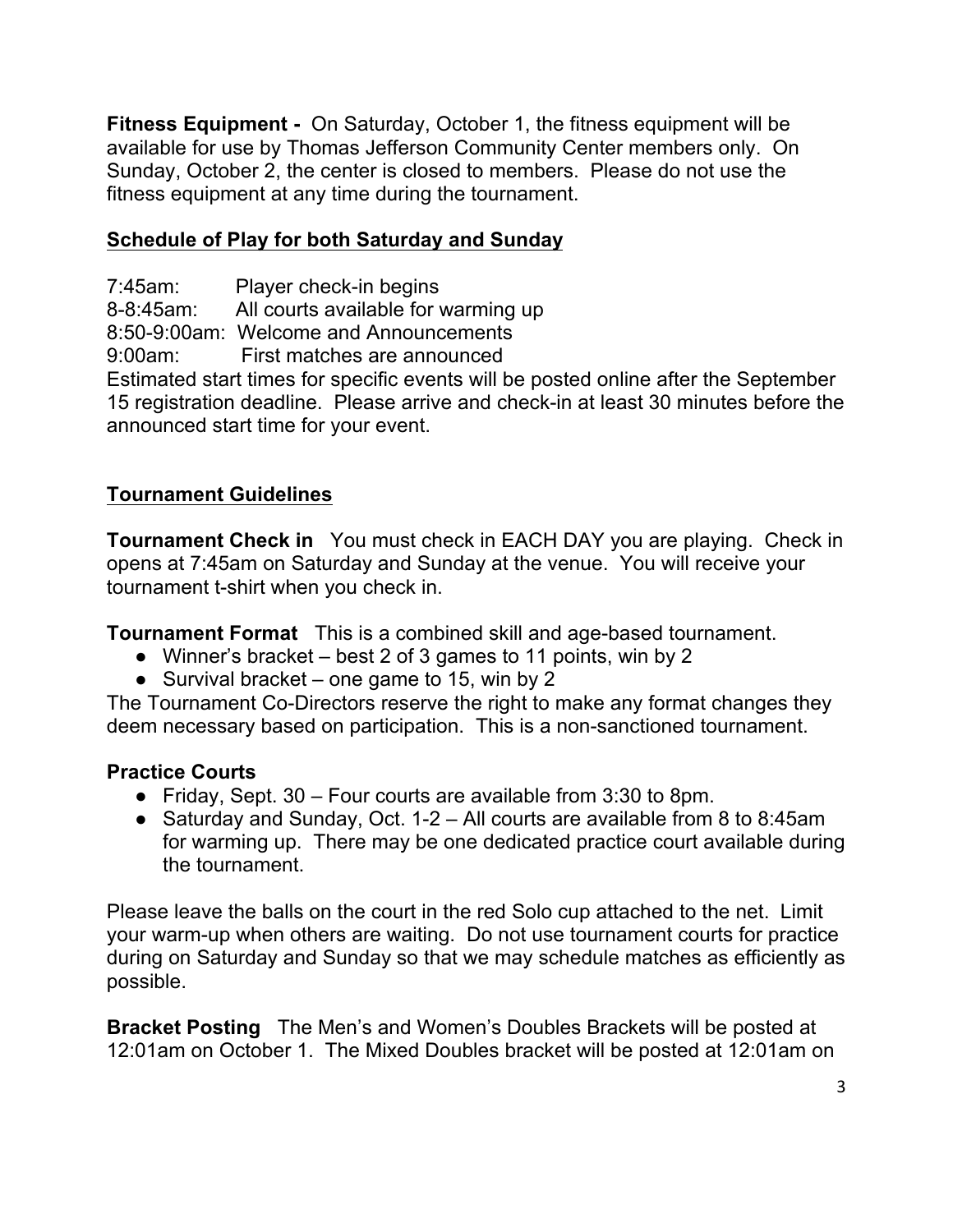**Fitness Equipment -** On Saturday, October 1, the fitness equipment will be available for use by Thomas Jefferson Community Center members only. On Sunday, October 2, the center is closed to members. Please do not use the fitness equipment at any time during the tournament.

## Schedule of Play for both Saturday and Sunday

7:45am: Player check-in begins
8-8:45am: All courts available for warming up
8:50-9:00am: Welcome and Announcements
9:00am: First matches are announced
Estimated start times for specific events will be posted online after the September 15 registration deadline. Please arrive and check-in at least 30 minutes before the announced start time for your event.

## Tournament Guidelines

**Tournament Check in** You must check in EACH DAY you are playing. Check in opens at 7:45am on Saturday and Sunday at the venue. You will receive your tournament t-shirt when you check in.

**Tournament Format** This is a combined skill and age-based tournament.

- Winner's bracket – best 2 of 3 games to 11 points, win by 2
- Survival bracket – one game to 15, win by 2

The Tournament Co-Directors reserve the right to make any format changes they deem necessary based on participation. This is a non-sanctioned tournament.

**Practice Courts**

- Friday, Sept. 30 – Four courts are available from 3:30 to 8pm.
- Saturday and Sunday, Oct. 1-2 – All courts are available from 8 to 8:45am for warming up. There may be one dedicated practice court available during the tournament.

Please leave the balls on the court in the red Solo cup attached to the net. Limit your warm-up when others are waiting. Do not use tournament courts for practice during on Saturday and Sunday so that we may schedule matches as efficiently as possible.

**Bracket Posting** The Men's and Women's Doubles Brackets will be posted at 12:01am on October 1. The Mixed Doubles bracket will be posted at 12:01am on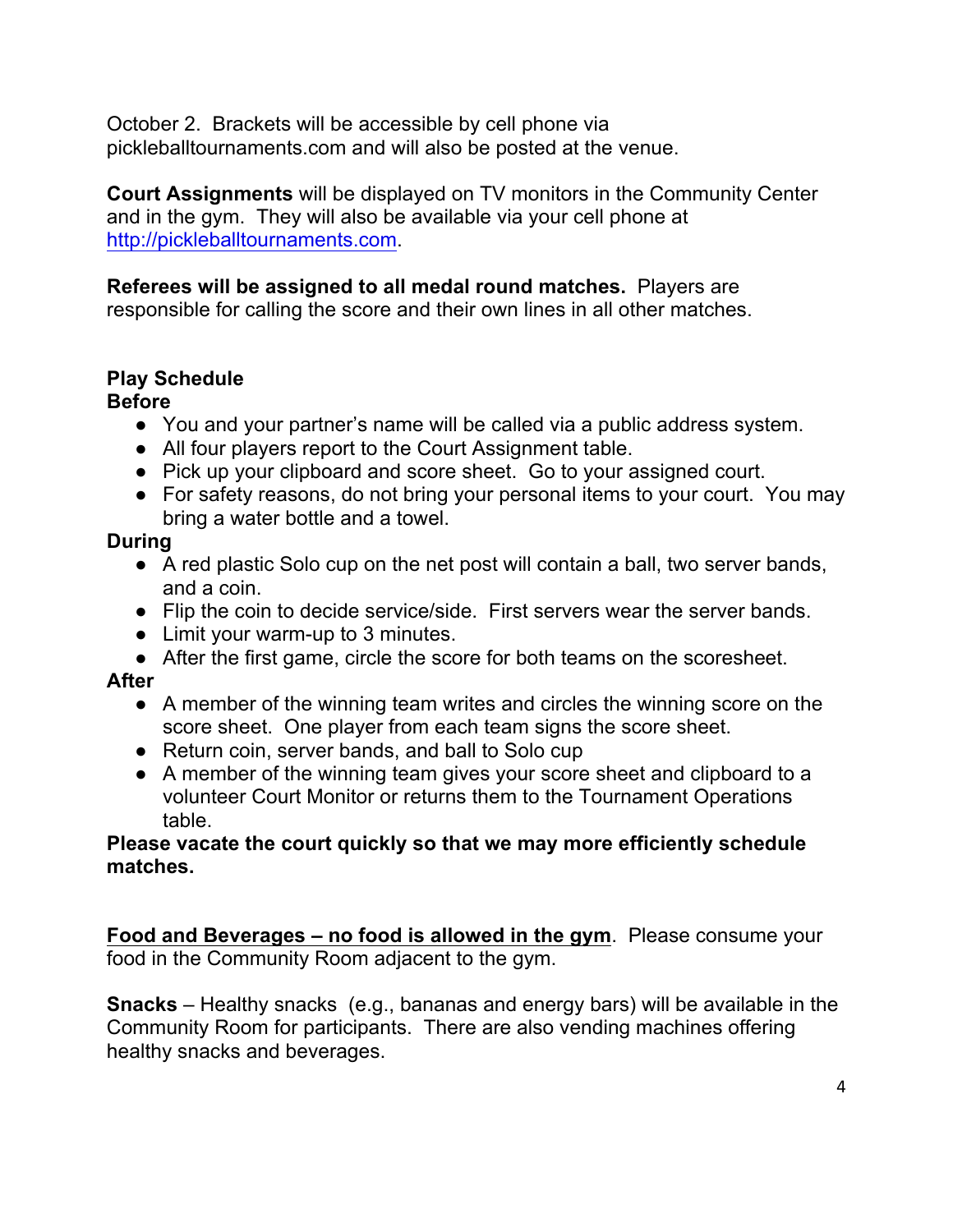October 2. Brackets will be accessible by cell phone via pickleballtournaments.com and will also be posted at the venue.

**Court Assignments** will be displayed on TV monitors in the Community Center and in the gym. They will also be available via your cell phone at [http://pickleballtournaments.com](http://pickleballtournaments.com).

**Referees will be assigned to all medal round matches.** Players are responsible for calling the score and their own lines in all other matches.

**Play Schedule**

**Before**

- You and your partner's name will be called via a public address system.
- All four players report to the Court Assignment table.
- Pick up your clipboard and score sheet. Go to your assigned court.
- For safety reasons, do not bring your personal items to your court. You may bring a water bottle and a towel.

**During**

- A red plastic Solo cup on the net post will contain a ball, two server bands, and a coin.
- Flip the coin to decide service/side. First servers wear the server bands.
- Limit your warm-up to 3 minutes.
- After the first game, circle the score for both teams on the scoresheet.

**After**

- A member of the winning team writes and circles the winning score on the score sheet. One player from each team signs the score sheet.
- Return coin, server bands, and ball to Solo cup
- A member of the winning team gives your score sheet and clipboard to a volunteer Court Monitor or returns them to the Tournament Operations table.

**Please vacate the court quickly so that we may more efficiently schedule matches.**

**Food and Beverages – no food is allowed in the gym**. Please consume your food in the Community Room adjacent to the gym.

**Snacks** – Healthy snacks (e.g., bananas and energy bars) will be available in the Community Room for participants. There are also vending machines offering healthy snacks and beverages.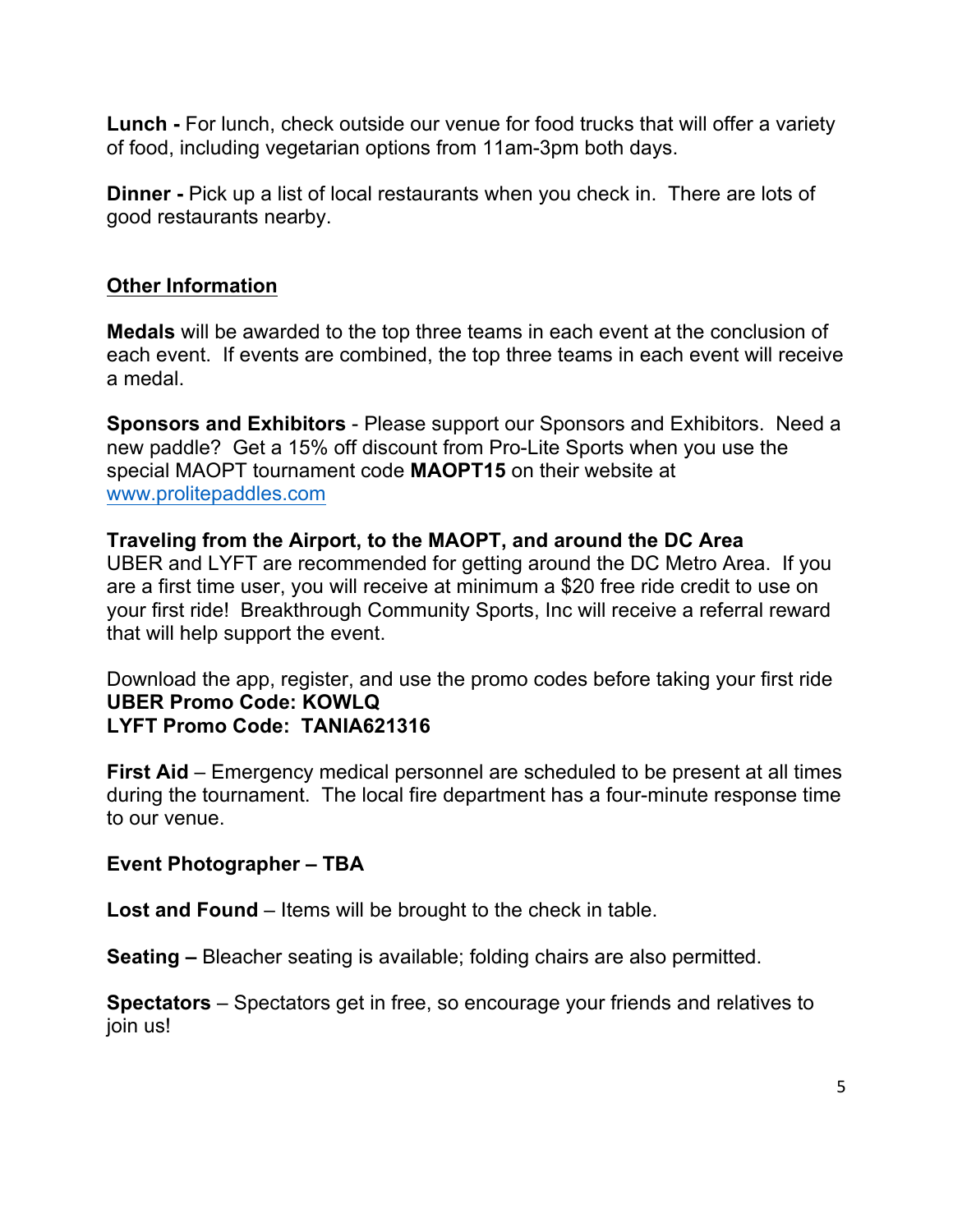**Lunch -** For lunch, check outside our venue for food trucks that will offer a variety of food, including vegetarian options from 11am-3pm both days.

**Dinner -** Pick up a list of local restaurants when you check in. There are lots of good restaurants nearby.

## Other Information

**Medals** will be awarded to the top three teams in each event at the conclusion of each event. If events are combined, the top three teams in each event will receive a medal.

**Sponsors and Exhibitors** - Please support our Sponsors and Exhibitors. Need a new paddle? Get a 15% off discount from Pro-Lite Sports when you use the special MAOPT tournament code **MAOPT15** on their website at [www.prolitepaddles.com](http://www.prolitepaddles.com)

**Traveling from the Airport, to the MAOPT, and around the DC Area**
UBER and LYFT are recommended for getting around the DC Metro Area. If you are a first time user, you will receive at minimum a $20 free ride credit to use on your first ride! Breakthrough Community Sports, Inc will receive a referral reward that will help support the event.

Download the app, register, and use the promo codes before taking your first ride
**UBER Promo Code: KOWLQ**
**LYFT Promo Code: TANIA621316**

**First Aid** – Emergency medical personnel are scheduled to be present at all times during the tournament. The local fire department has a four-minute response time to our venue.

**Event Photographer – TBA**

**Lost and Found** – Items will be brought to the check in table.

**Seating –** Bleacher seating is available; folding chairs are also permitted.

**Spectators** – Spectators get in free, so encourage your friends and relatives to join us!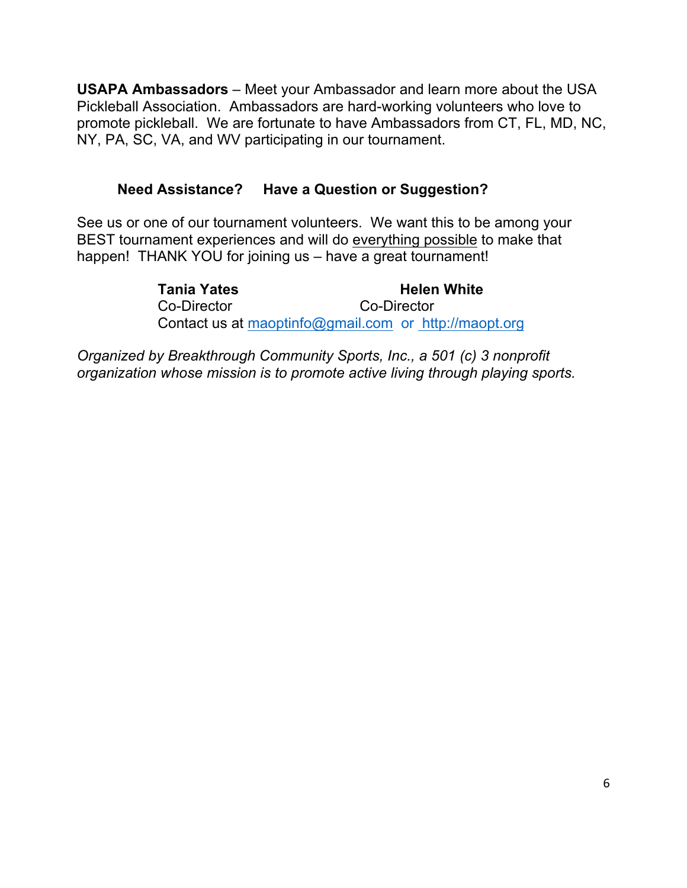**USAPA Ambassadors** – Meet your Ambassador and learn more about the USA Pickleball Association. Ambassadors are hard-working volunteers who love to promote pickleball. We are fortunate to have Ambassadors from CT, FL, MD, NC, NY, PA, SC, VA, and WV participating in our tournament.

**Need Assistance? Have a Question or Suggestion?**

See us or one of our tournament volunteers. We want this to be among your BEST tournament experiences and will do everything possible to make that happen! THANK YOU for joining us – have a great tournament!

**Tania Yates** — Co-Director
**Helen White** — Co-Director

Contact us at maoptinfo@gmail.com or http://maopt.org

*Organized by Breakthrough Community Sports, Inc., a 501 (c) 3 nonprofit organization whose mission is to promote active living through playing sports.*